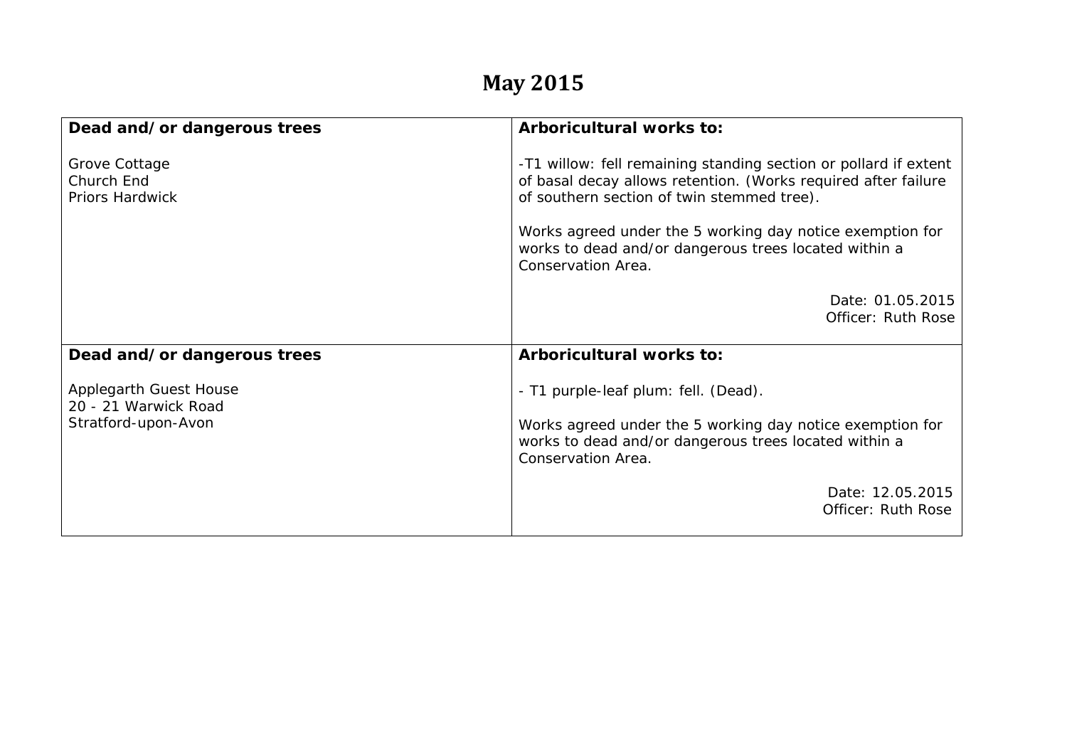# May 2015

| Dead and/or dangerous trees | Arboricultural works to: |
| --- | --- |
| Grove Cottage<br>Church End<br>Priors Hardwick | -T1 willow: fell remaining standing section or pollard if extent of basal decay allows retention. (Works required after failure of southern section of twin stemmed tree).<br><br>Works agreed under the 5 working day notice exemption for works to dead and/or dangerous trees located within a Conservation Area.<br><br>Date: 01.05.2015<br>Officer: Ruth Rose |
| **Dead and/or dangerous trees** | **Arboricultural works to:** |
| Applegarth Guest House<br>20 - 21 Warwick Road<br>Stratford-upon-Avon | - T1 purple-leaf plum: fell. (Dead).<br><br>Works agreed under the 5 working day notice exemption for works to dead and/or dangerous trees located within a Conservation Area.<br><br>Date: 12.05.2015<br>Officer: Ruth Rose |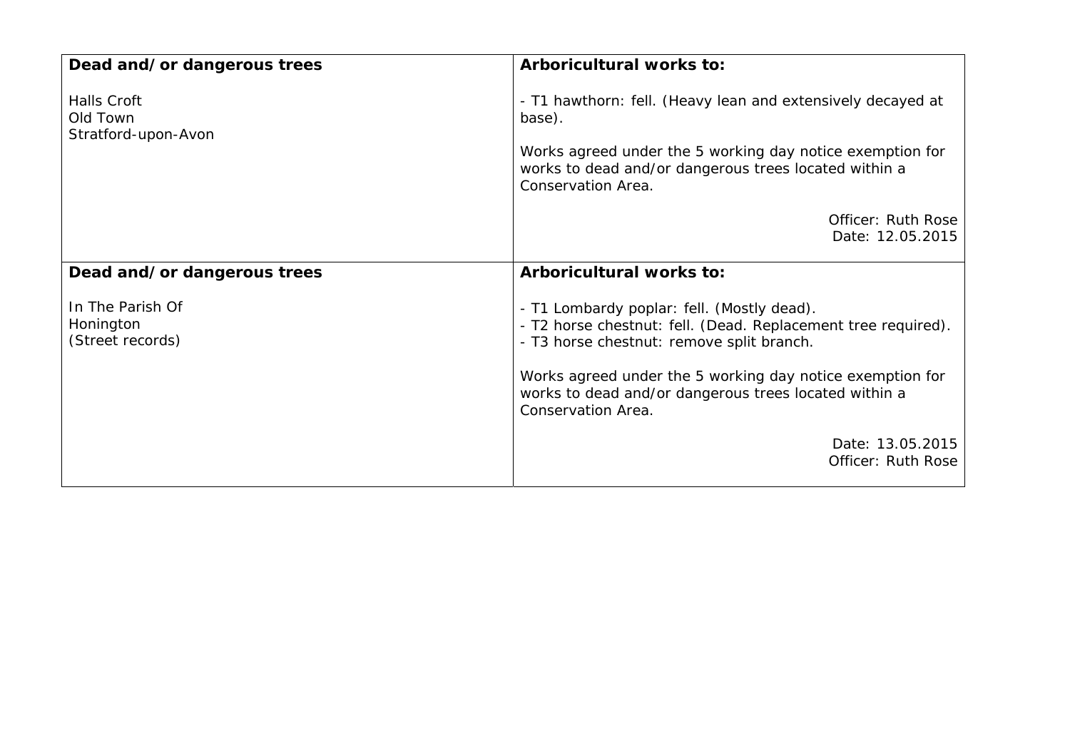| **Dead and/or dangerous trees**<br><br>Halls Croft<br>Old Town<br>Stratford-upon-Avon | **Arboricultural works to:**<br><br>- T1 hawthorn: fell. (Heavy lean and extensively decayed at base).<br><br>Works agreed under the 5 working day notice exemption for works to dead and/or dangerous trees located within a Conservation Area.<br><br>Officer: Ruth Rose<br>Date: 12.05.2015 |
|---|---|
| **Dead and/or dangerous trees**<br><br>In The Parish Of<br>Honington<br>(Street records) | **Arboricultural works to:**<br><br>- T1 Lombardy poplar: fell. (Mostly dead).<br>- T2 horse chestnut: fell. (Dead. Replacement tree required).<br>- T3 horse chestnut: remove split branch.<br><br>Works agreed under the 5 working day notice exemption for works to dead and/or dangerous trees located within a Conservation Area.<br><br>Date: 13.05.2015<br>Officer: Ruth Rose |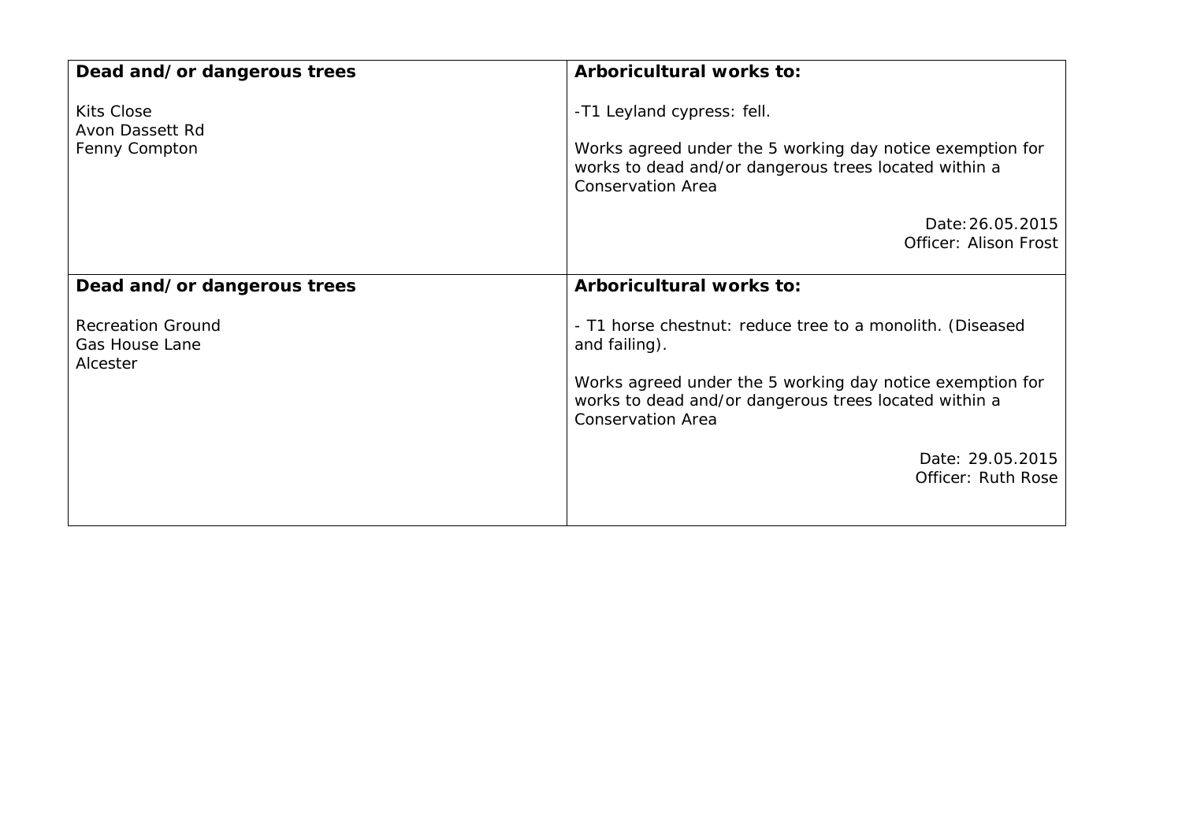| | |
|---|---|
| **Dead and/or dangerous trees**<br><br>Kits Close<br>Avon Dassett Rd<br>Fenny Compton | **Arboricultural works to:**<br><br>-T1 Leyland cypress: fell.<br><br>Works agreed under the 5 working day notice exemption for works to dead and/or dangerous trees located within a Conservation Area<br><br>Date: 26.05.2015<br>Officer: Alison Frost |
| **Dead and/or dangerous trees**<br><br>Recreation Ground<br>Gas House Lane<br>Alcester | **Arboricultural works to:**<br><br>- T1 horse chestnut: reduce tree to a monolith. (Diseased and failing).<br><br>Works agreed under the 5 working day notice exemption for works to dead and/or dangerous trees located within a Conservation Area<br><br>Date: 29.05.2015<br>Officer: Ruth Rose |